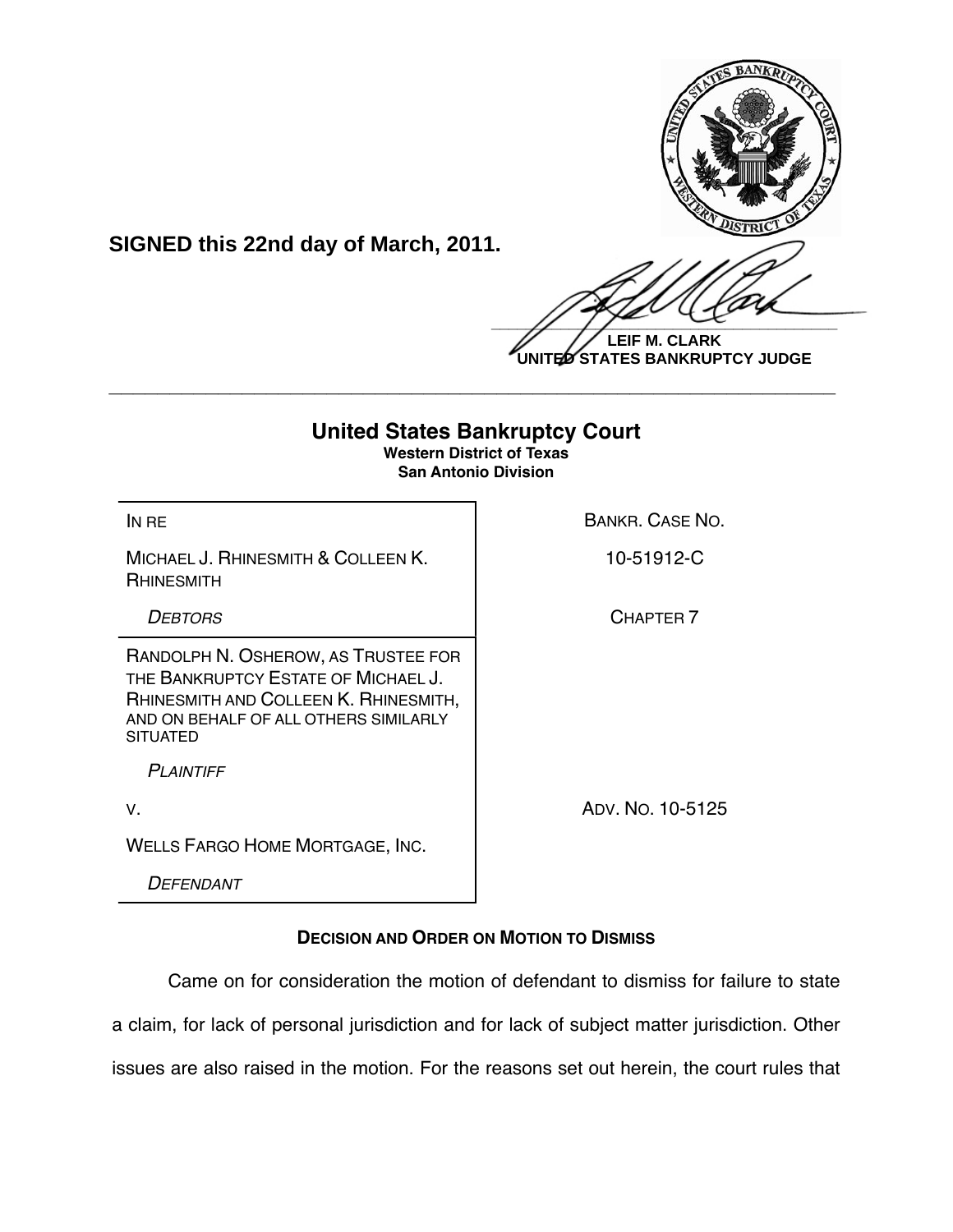**SIGNED this 22nd day of March, 2011.**

**LEIF M. CLARK**
**UNITED STATES BANKRUPTCY JUDGE**

---

# United States Bankruptcy Court
**Western District of Texas**
**San Antonio Division**

| | |
|---|---|
| IN RE<br><br>MICHAEL J. RHINESMITH & COLLEEN K. RHINESMITH<br><br>*DEBTORS* | BANKR. CASE NO.<br><br>10-51912-C<br><br>CHAPTER 7 |
| RANDOLPH N. OSHEROW, AS TRUSTEE FOR THE BANKRUPTCY ESTATE OF MICHAEL J. RHINESMITH AND COLLEEN K. RHINESMITH, AND ON BEHALF OF ALL OTHERS SIMILARLY SITUATED<br><br>*PLAINTIFF*<br><br>V.<br><br>WELLS FARGO HOME MORTGAGE, INC.<br><br>*DEFENDANT* | <br><br><br><br><br><br>ADV. NO. 10-5125 |

**DECISION AND ORDER ON MOTION TO DISMISS**

Came on for consideration the motion of defendant to dismiss for failure to state a claim, for lack of personal jurisdiction and for lack of subject matter jurisdiction. Other issues are also raised in the motion. For the reasons set out herein, the court rules that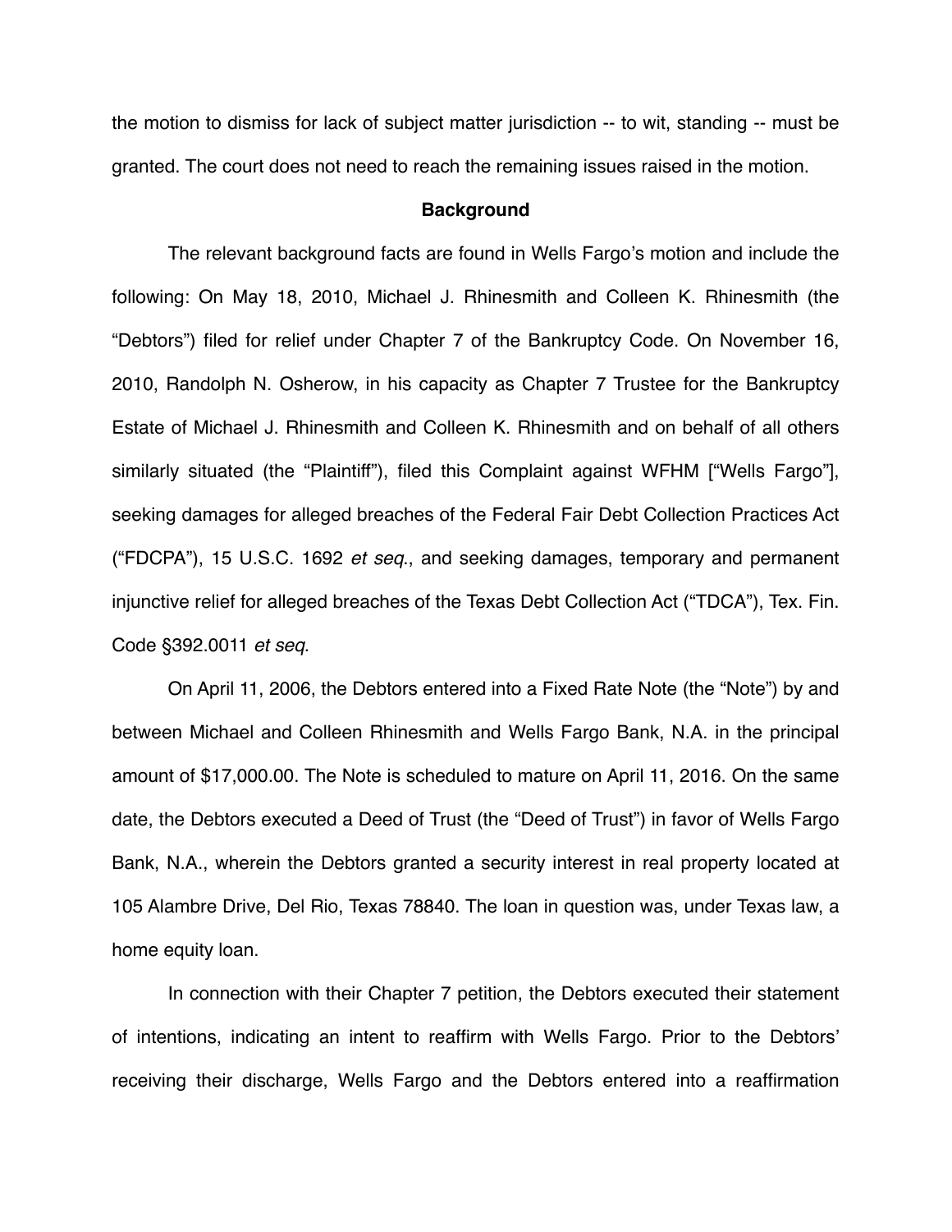the motion to dismiss for lack of subject matter jurisdiction -- to wit, standing -- must be granted. The court does not need to reach the remaining issues raised in the motion.

**Background**

The relevant background facts are found in Wells Fargo's motion and include the following: On May 18, 2010, Michael J. Rhinesmith and Colleen K. Rhinesmith (the "Debtors") filed for relief under Chapter 7 of the Bankruptcy Code. On November 16, 2010, Randolph N. Osherow, in his capacity as Chapter 7 Trustee for the Bankruptcy Estate of Michael J. Rhinesmith and Colleen K. Rhinesmith and on behalf of all others similarly situated (the "Plaintiff"), filed this Complaint against WFHM ["Wells Fargo"], seeking damages for alleged breaches of the Federal Fair Debt Collection Practices Act ("FDCPA"), 15 U.S.C. 1692 *et seq*., and seeking damages, temporary and permanent injunctive relief for alleged breaches of the Texas Debt Collection Act ("TDCA"), Tex. Fin. Code §392.0011 *et seq*.

On April 11, 2006, the Debtors entered into a Fixed Rate Note (the "Note") by and between Michael and Colleen Rhinesmith and Wells Fargo Bank, N.A. in the principal amount of $17,000.00. The Note is scheduled to mature on April 11, 2016. On the same date, the Debtors executed a Deed of Trust (the "Deed of Trust") in favor of Wells Fargo Bank, N.A., wherein the Debtors granted a security interest in real property located at 105 Alambre Drive, Del Rio, Texas 78840. The loan in question was, under Texas law, a home equity loan.

In connection with their Chapter 7 petition, the Debtors executed their statement of intentions, indicating an intent to reaffirm with Wells Fargo. Prior to the Debtors' receiving their discharge, Wells Fargo and the Debtors entered into a reaffirmation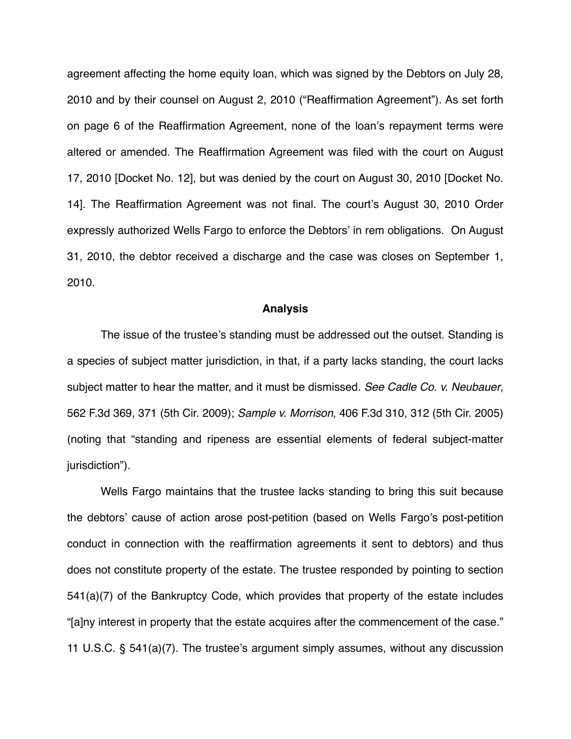agreement affecting the home equity loan, which was signed by the Debtors on July 28, 2010 and by their counsel on August 2, 2010 ("Reaffirmation Agreement"). As set forth on page 6 of the Reaffirmation Agreement, none of the loan's repayment terms were altered or amended. The Reaffirmation Agreement was filed with the court on August 17, 2010 [Docket No. 12], but was denied by the court on August 30, 2010 [Docket No. 14]. The Reaffirmation Agreement was not final. The court's August 30, 2010 Order expressly authorized Wells Fargo to enforce the Debtors' in rem obligations. On August 31, 2010, the debtor received a discharge and the case was closes on September 1, 2010.

**Analysis**

The issue of the trustee's standing must be addressed out the outset. Standing is a species of subject matter jurisdiction, in that, if a party lacks standing, the court lacks subject matter to hear the matter, and it must be dismissed. *See Cadle Co. v. Neubauer*, 562 F.3d 369, 371 (5th Cir. 2009); *Sample v. Morrison*, 406 F.3d 310, 312 (5th Cir. 2005) (noting that "standing and ripeness are essential elements of federal subject-matter jurisdiction").

Wells Fargo maintains that the trustee lacks standing to bring this suit because the debtors' cause of action arose post-petition (based on Wells Fargo's post-petition conduct in connection with the reaffirmation agreements it sent to debtors) and thus does not constitute property of the estate. The trustee responded by pointing to section 541(a)(7) of the Bankruptcy Code, which provides that property of the estate includes "[a]ny interest in property that the estate acquires after the commencement of the case." 11 U.S.C. § 541(a)(7). The trustee's argument simply assumes, without any discussion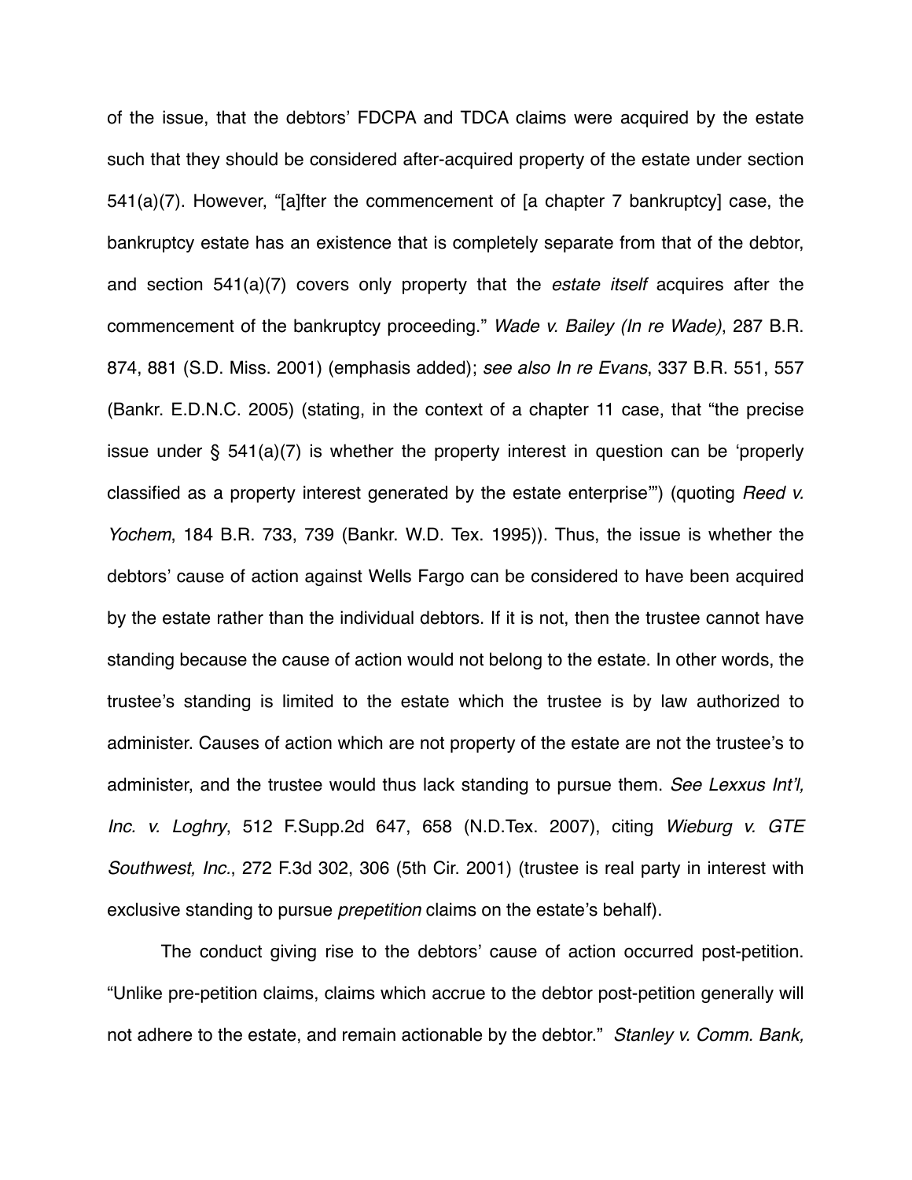of the issue, that the debtors' FDCPA and TDCA claims were acquired by the estate such that they should be considered after-acquired property of the estate under section 541(a)(7). However, "[a]fter the commencement of [a chapter 7 bankruptcy] case, the bankruptcy estate has an existence that is completely separate from that of the debtor, and section 541(a)(7) covers only property that the *estate itself* acquires after the commencement of the bankruptcy proceeding." *Wade v. Bailey (In re Wade)*, 287 B.R. 874, 881 (S.D. Miss. 2001) (emphasis added); *see also In re Evans*, 337 B.R. 551, 557 (Bankr. E.D.N.C. 2005) (stating, in the context of a chapter 11 case, that "the precise issue under § 541(a)(7) is whether the property interest in question can be 'properly classified as a property interest generated by the estate enterprise'") (quoting *Reed v. Yochem*, 184 B.R. 733, 739 (Bankr. W.D. Tex. 1995)). Thus, the issue is whether the debtors' cause of action against Wells Fargo can be considered to have been acquired by the estate rather than the individual debtors. If it is not, then the trustee cannot have standing because the cause of action would not belong to the estate. In other words, the trustee's standing is limited to the estate which the trustee is by law authorized to administer. Causes of action which are not property of the estate are not the trustee's to administer, and the trustee would thus lack standing to pursue them. *See Lexxus Int'l, Inc. v. Loghry*, 512 F.Supp.2d 647, 658 (N.D.Tex. 2007), citing *Wieburg v. GTE Southwest, Inc.*, 272 F.3d 302, 306 (5th Cir. 2001) (trustee is real party in interest with exclusive standing to pursue *prepetition* claims on the estate's behalf).

The conduct giving rise to the debtors' cause of action occurred post-petition. "Unlike pre-petition claims, claims which accrue to the debtor post-petition generally will not adhere to the estate, and remain actionable by the debtor." *Stanley v. Comm. Bank,*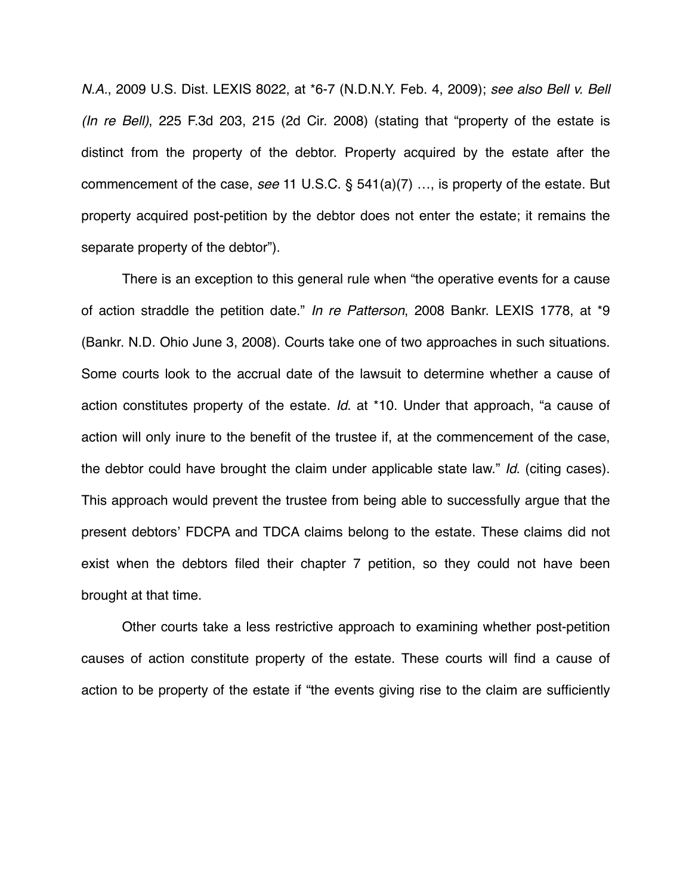*N.A.*, 2009 U.S. Dist. LEXIS 8022, at *6-7 (N.D.N.Y. Feb. 4, 2009); *see also Bell v. Bell (In re Bell)*, 225 F.3d 203, 215 (2d Cir. 2008) (stating that "property of the estate is distinct from the property of the debtor. Property acquired by the estate after the commencement of the case, *see* 11 U.S.C. § 541(a)(7) …, is property of the estate. But property acquired post-petition by the debtor does not enter the estate; it remains the separate property of the debtor").

There is an exception to this general rule when "the operative events for a cause of action straddle the petition date." *In re Patterson*, 2008 Bankr. LEXIS 1778, at *9 (Bankr. N.D. Ohio June 3, 2008). Courts take one of two approaches in such situations. Some courts look to the accrual date of the lawsuit to determine whether a cause of action constitutes property of the estate. *Id*. at *10. Under that approach, "a cause of action will only inure to the benefit of the trustee if, at the commencement of the case, the debtor could have brought the claim under applicable state law." *Id*. (citing cases). This approach would prevent the trustee from being able to successfully argue that the present debtors' FDCPA and TDCA claims belong to the estate. These claims did not exist when the debtors filed their chapter 7 petition, so they could not have been brought at that time.

Other courts take a less restrictive approach to examining whether post-petition causes of action constitute property of the estate. These courts will find a cause of action to be property of the estate if "the events giving rise to the claim are sufficiently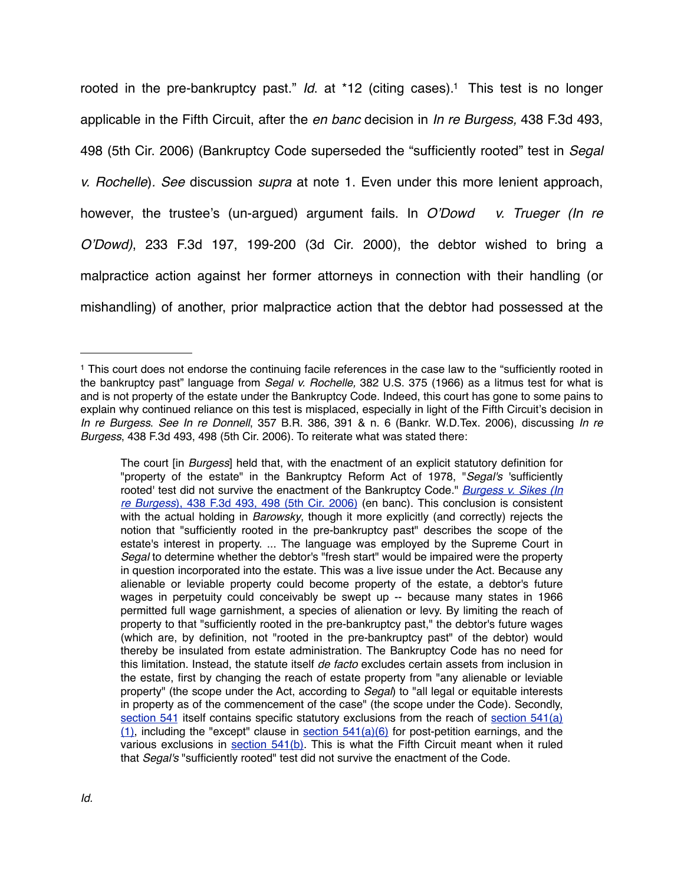rooted in the pre-bankruptcy past." *Id*. at *12 (citing cases).[1] This test is no longer applicable in the Fifth Circuit, after the *en banc* decision in *In re Burgess,* 438 F.3d 493, 498 (5th Cir. 2006) (Bankruptcy Code superseded the "sufficiently rooted" test in *Segal v. Rochelle*). *See* discussion *supra* at note 1. Even under this more lenient approach, however, the trustee's (un-argued) argument fails. In *O'Dowd v. Trueger (In re O'Dowd)*, 233 F.3d 197, 199-200 (3d Cir. 2000), the debtor wished to bring a malpractice action against her former attorneys in connection with their handling (or mishandling) of another, prior malpractice action that the debtor had possessed at the

---

[1] This court does not endorse the continuing facile references in the case law to the "sufficiently rooted in the bankruptcy past" language from *Segal v. Rochelle,* 382 U.S. 375 (1966) as a litmus test for what is and is not property of the estate under the Bankruptcy Code. Indeed, this court has gone to some pains to explain why continued reliance on this test is misplaced, especially in light of the Fifth Circuit's decision in *In re Burgess*. *See In re Donnell*, 357 B.R. 386, 391 & n. 6 (Bankr. W.D.Tex. 2006), discussing *In re Burgess*, 438 F.3d 493, 498 (5th Cir. 2006). To reiterate what was stated there:

> The court [in *Burgess*] held that, with the enactment of an explicit statutory definition for "property of the estate" in the Bankruptcy Reform Act of 1978, "*Segal's* 'sufficiently rooted' test did not survive the enactment of the Bankruptcy Code." *Burgess v. Sikes (In re Burgess*), 438 F.3d 493, 498 (5th Cir. 2006) (en banc). This conclusion is consistent with the actual holding in *Barowsky*, though it more explicitly (and correctly) rejects the notion that "sufficiently rooted in the pre-bankruptcy past" describes the scope of the estate's interest in property. ... The language was employed by the Supreme Court in *Segal* to determine whether the debtor's "fresh start" would be impaired were the property in question incorporated into the estate. This was a live issue under the Act. Because any alienable or leviable property could become property of the estate, a debtor's future wages in perpetuity could conceivably be swept up -- because many states in 1966 permitted full wage garnishment, a species of alienation or levy. By limiting the reach of property to that "sufficiently rooted in the pre-bankruptcy past," the debtor's future wages (which are, by definition, not "rooted in the pre-bankruptcy past" of the debtor) would thereby be insulated from estate administration. The Bankruptcy Code has no need for this limitation. Instead, the statute itself *de facto* excludes certain assets from inclusion in the estate, first by changing the reach of estate property from "any alienable or leviable property" (the scope under the Act, according to *Segal*) to "all legal or equitable interests in property as of the commencement of the case" (the scope under the Code). Secondly, section 541 itself contains specific statutory exclusions from the reach of section 541(a)(1), including the "except" clause in section 541(a)(6) for post-petition earnings, and the various exclusions in section 541(b). This is what the Fifth Circuit meant when it ruled that *Segal's* "sufficiently rooted" test did not survive the enactment of the Code.

*Id.*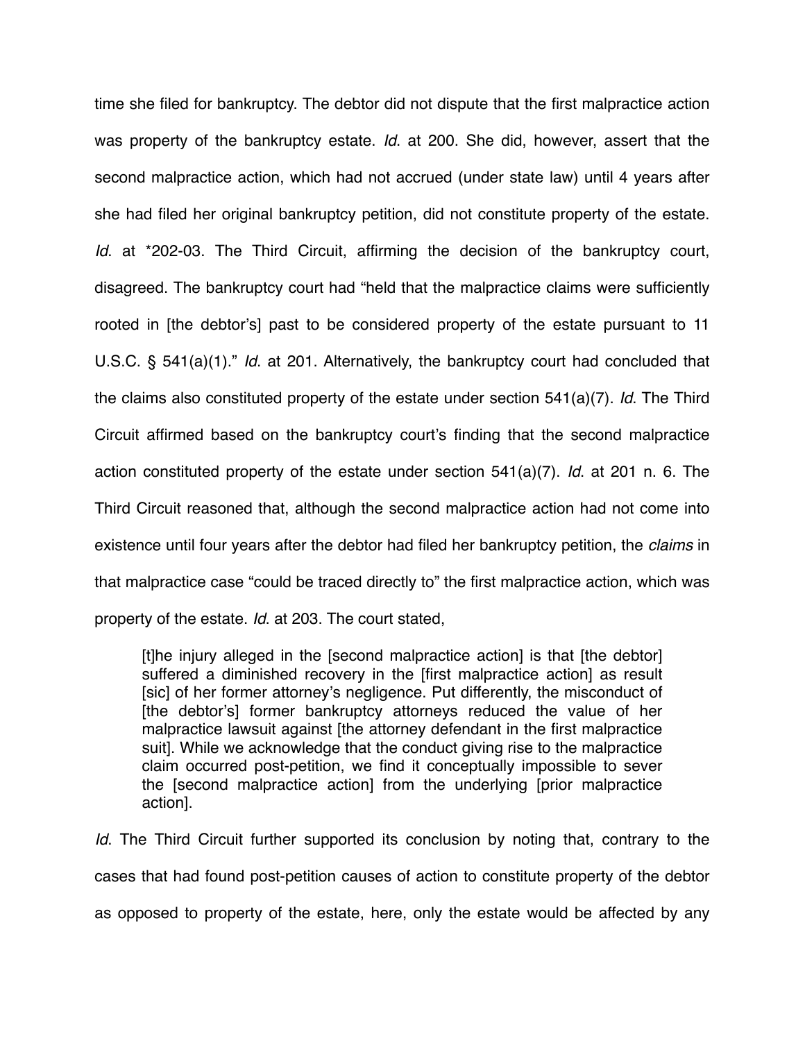time she filed for bankruptcy. The debtor did not dispute that the first malpractice action was property of the bankruptcy estate. *Id*. at 200. She did, however, assert that the second malpractice action, which had not accrued (under state law) until 4 years after she had filed her original bankruptcy petition, did not constitute property of the estate. *Id*. at *202-03. The Third Circuit, affirming the decision of the bankruptcy court, disagreed. The bankruptcy court had "held that the malpractice claims were sufficiently rooted in [the debtor's] past to be considered property of the estate pursuant to 11 U.S.C. § 541(a)(1)." *Id*. at 201. Alternatively, the bankruptcy court had concluded that the claims also constituted property of the estate under section 541(a)(7). *Id*. The Third Circuit affirmed based on the bankruptcy court's finding that the second malpractice action constituted property of the estate under section 541(a)(7). *Id*. at 201 n. 6. The Third Circuit reasoned that, although the second malpractice action had not come into existence until four years after the debtor had filed her bankruptcy petition, the *claims* in that malpractice case "could be traced directly to" the first malpractice action, which was property of the estate. *Id*. at 203. The court stated,

> [t]he injury alleged in the [second malpractice action] is that [the debtor] suffered a diminished recovery in the [first malpractice action] as result [sic] of her former attorney's negligence. Put differently, the misconduct of [the debtor's] former bankruptcy attorneys reduced the value of her malpractice lawsuit against [the attorney defendant in the first malpractice suit]. While we acknowledge that the conduct giving rise to the malpractice claim occurred post-petition, we find it conceptually impossible to sever the [second malpractice action] from the underlying [prior malpractice action].

*Id*. The Third Circuit further supported its conclusion by noting that, contrary to the cases that had found post-petition causes of action to constitute property of the debtor as opposed to property of the estate, here, only the estate would be affected by any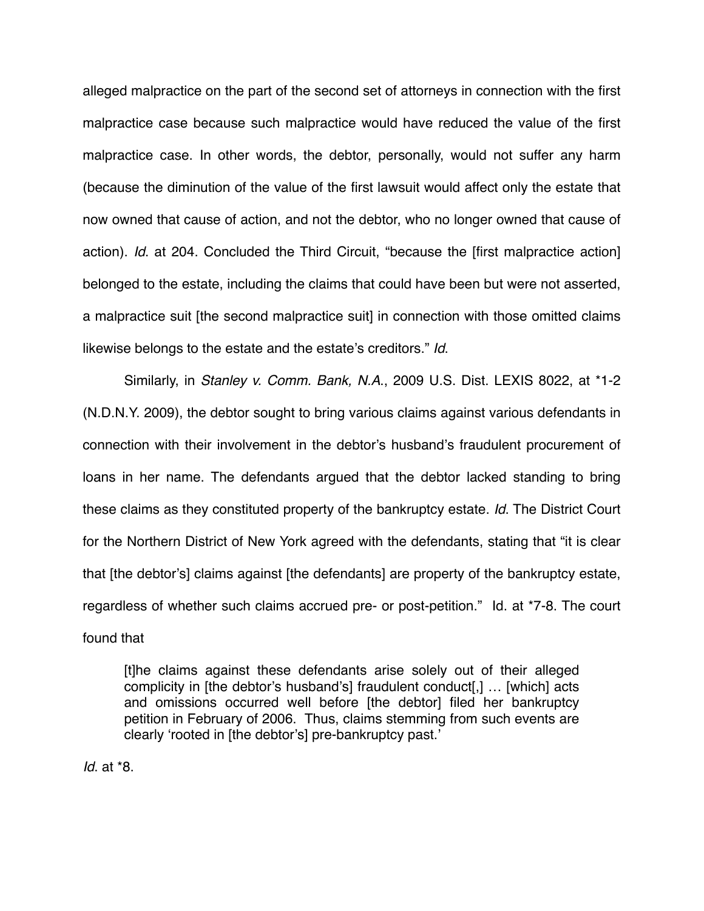alleged malpractice on the part of the second set of attorneys in connection with the first malpractice case because such malpractice would have reduced the value of the first malpractice case. In other words, the debtor, personally, would not suffer any harm (because the diminution of the value of the first lawsuit would affect only the estate that now owned that cause of action, and not the debtor, who no longer owned that cause of action). *Id*. at 204. Concluded the Third Circuit, "because the [first malpractice action] belonged to the estate, including the claims that could have been but were not asserted, a malpractice suit [the second malpractice suit] in connection with those omitted claims likewise belongs to the estate and the estate's creditors." *Id*.

Similarly, in *Stanley v. Comm. Bank, N.A.*, 2009 U.S. Dist. LEXIS 8022, at *1-2 (N.D.N.Y. 2009), the debtor sought to bring various claims against various defendants in connection with their involvement in the debtor's husband's fraudulent procurement of loans in her name. The defendants argued that the debtor lacked standing to bring these claims as they constituted property of the bankruptcy estate. *Id*. The District Court for the Northern District of New York agreed with the defendants, stating that "it is clear that [the debtor's] claims against [the defendants] are property of the bankruptcy estate, regardless of whether such claims accrued pre- or post-petition." Id. at *7-8. The court found that

> [t]he claims against these defendants arise solely out of their alleged complicity in [the debtor's husband's] fraudulent conduct[,] … [which] acts and omissions occurred well before [the debtor] filed her bankruptcy petition in February of 2006. Thus, claims stemming from such events are clearly 'rooted in [the debtor's] pre-bankruptcy past.'

*Id*. at *8.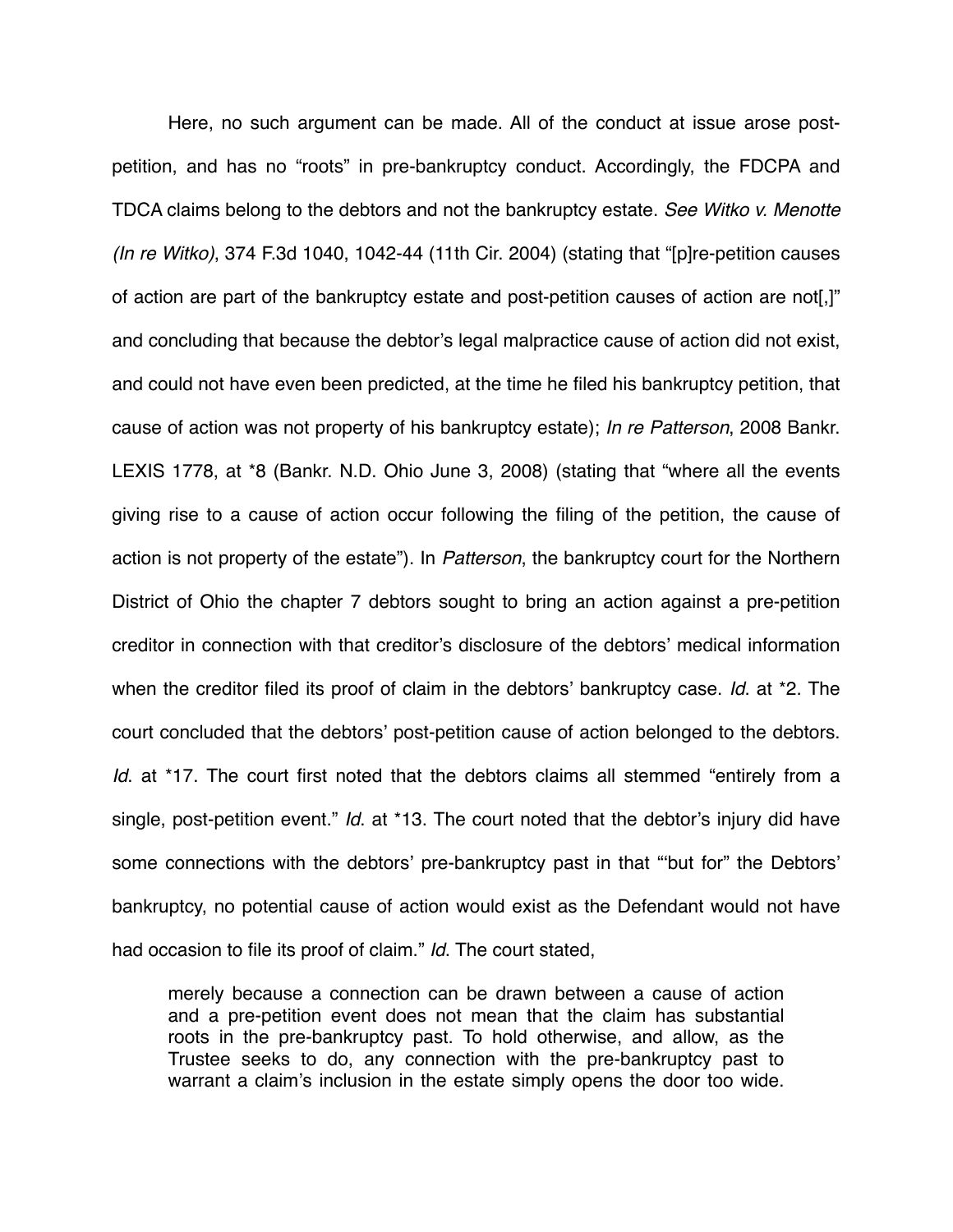Here, no such argument can be made. All of the conduct at issue arose post-petition, and has no "roots" in pre-bankruptcy conduct. Accordingly, the FDCPA and TDCA claims belong to the debtors and not the bankruptcy estate. *See Witko v. Menotte (In re Witko)*, 374 F.3d 1040, 1042-44 (11th Cir. 2004) (stating that "[p]re-petition causes of action are part of the bankruptcy estate and post-petition causes of action are not[,]" and concluding that because the debtor's legal malpractice cause of action did not exist, and could not have even been predicted, at the time he filed his bankruptcy petition, that cause of action was not property of his bankruptcy estate); *In re Patterson*, 2008 Bankr. LEXIS 1778, at *8 (Bankr. N.D. Ohio June 3, 2008) (stating that "where all the events giving rise to a cause of action occur following the filing of the petition, the cause of action is not property of the estate"). In *Patterson*, the bankruptcy court for the Northern District of Ohio the chapter 7 debtors sought to bring an action against a pre-petition creditor in connection with that creditor's disclosure of the debtors' medical information when the creditor filed its proof of claim in the debtors' bankruptcy case. *Id*. at *2. The court concluded that the debtors' post-petition cause of action belonged to the debtors. *Id*. at *17. The court first noted that the debtors claims all stemmed "entirely from a single, post-petition event." *Id*. at *13. The court noted that the debtor's injury did have some connections with the debtors' pre-bankruptcy past in that "'but for" the Debtors' bankruptcy, no potential cause of action would exist as the Defendant would not have had occasion to file its proof of claim." *Id*. The court stated,

> merely because a connection can be drawn between a cause of action and a pre-petition event does not mean that the claim has substantial roots in the pre-bankruptcy past. To hold otherwise, and allow, as the Trustee seeks to do, any connection with the pre-bankruptcy past to warrant a claim's inclusion in the estate simply opens the door too wide.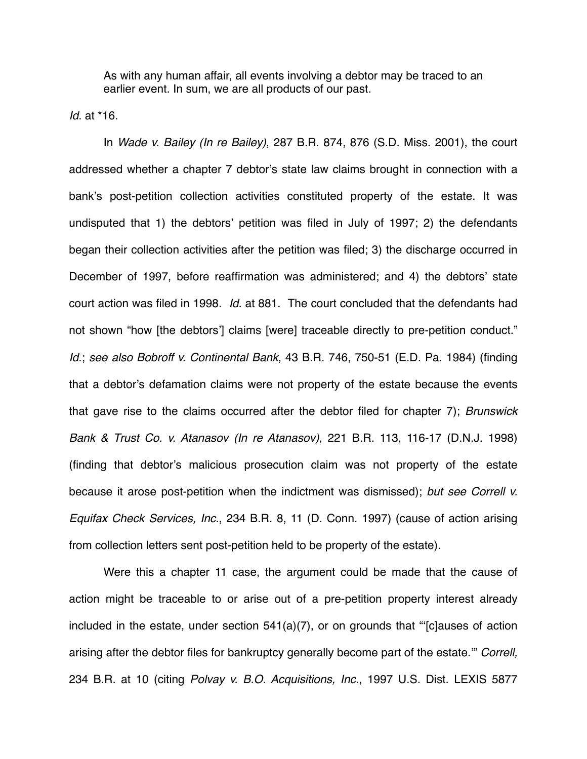> As with any human affair, all events involving a debtor may be traced to an earlier event. In sum, we are all products of our past.

*Id*. at *16.

In *Wade v. Bailey (In re Bailey)*, 287 B.R. 874, 876 (S.D. Miss. 2001), the court addressed whether a chapter 7 debtor's state law claims brought in connection with a bank's post-petition collection activities constituted property of the estate. It was undisputed that 1) the debtors' petition was filed in July of 1997; 2) the defendants began their collection activities after the petition was filed; 3) the discharge occurred in December of 1997, before reaffirmation was administered; and 4) the debtors' state court action was filed in 1998. *Id*. at 881. The court concluded that the defendants had not shown "how [the debtors'] claims [were] traceable directly to pre-petition conduct." *Id*.; *see also Bobroff v. Continental Bank*, 43 B.R. 746, 750-51 (E.D. Pa. 1984) (finding that a debtor's defamation claims were not property of the estate because the events that gave rise to the claims occurred after the debtor filed for chapter 7); *Brunswick Bank & Trust Co. v. Atanasov (In re Atanasov)*, 221 B.R. 113, 116-17 (D.N.J. 1998) (finding that debtor's malicious prosecution claim was not property of the estate because it arose post-petition when the indictment was dismissed); *but see Correll v. Equifax Check Services, Inc*., 234 B.R. 8, 11 (D. Conn. 1997) (cause of action arising from collection letters sent post-petition held to be property of the estate).

Were this a chapter 11 case, the argument could be made that the cause of action might be traceable to or arise out of a pre-petition property interest already included in the estate, under section 541(a)(7), or on grounds that "'[c]auses of action arising after the debtor files for bankruptcy generally become part of the estate.'" *Correll,* 234 B.R. at 10 (citing *Polvay v. B.O. Acquisitions, Inc*., 1997 U.S. Dist. LEXIS 5877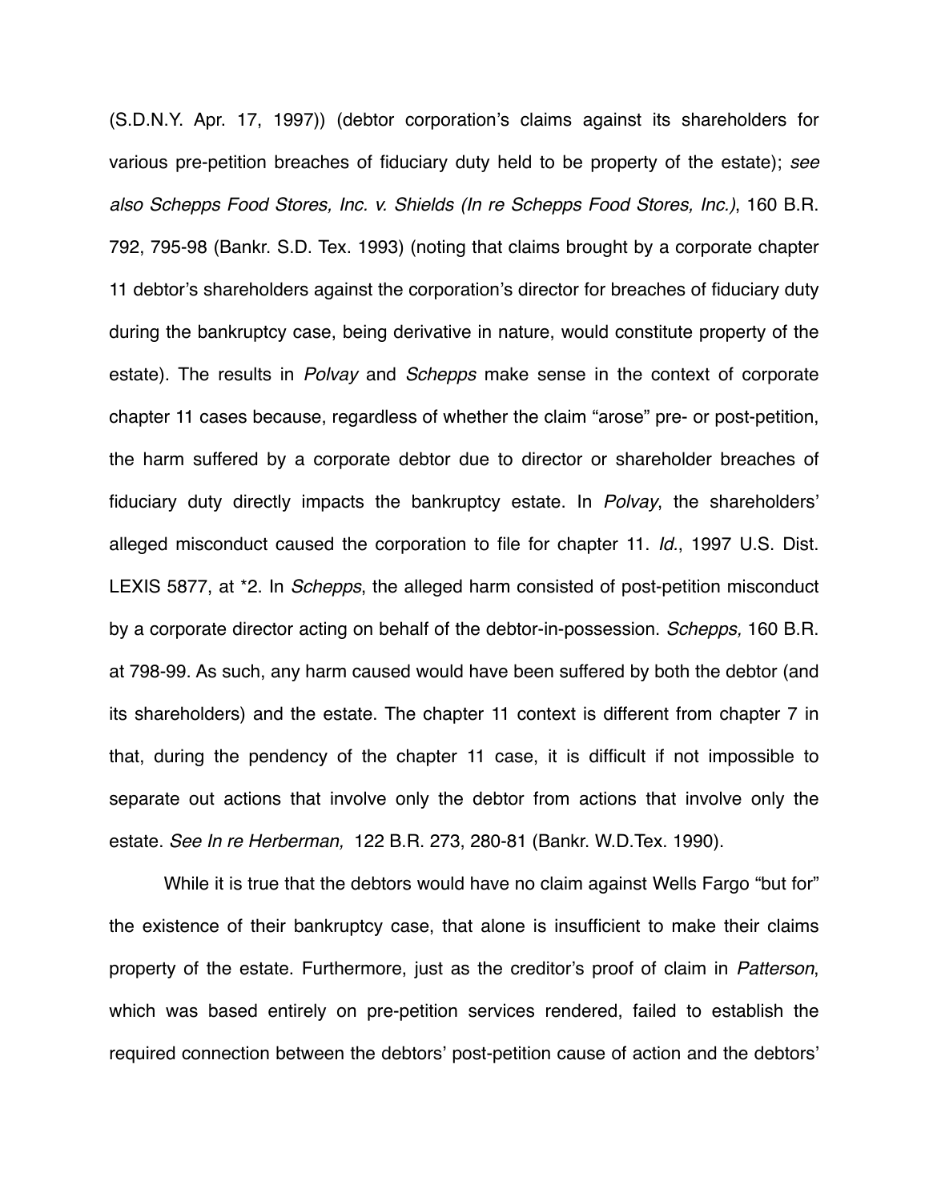(S.D.N.Y. Apr. 17, 1997)) (debtor corporation's claims against its shareholders for various pre-petition breaches of fiduciary duty held to be property of the estate); *see also Schepps Food Stores, Inc. v. Shields (In re Schepps Food Stores, Inc.)*, 160 B.R. 792, 795-98 (Bankr. S.D. Tex. 1993) (noting that claims brought by a corporate chapter 11 debtor's shareholders against the corporation's director for breaches of fiduciary duty during the bankruptcy case, being derivative in nature, would constitute property of the estate). The results in *Polvay* and *Schepps* make sense in the context of corporate chapter 11 cases because, regardless of whether the claim "arose" pre- or post-petition, the harm suffered by a corporate debtor due to director or shareholder breaches of fiduciary duty directly impacts the bankruptcy estate. In *Polvay*, the shareholders' alleged misconduct caused the corporation to file for chapter 11. *Id.*, 1997 U.S. Dist. LEXIS 5877, at *2. In *Schepps*, the alleged harm consisted of post-petition misconduct by a corporate director acting on behalf of the debtor-in-possession. *Schepps,* 160 B.R. at 798-99. As such, any harm caused would have been suffered by both the debtor (and its shareholders) and the estate. The chapter 11 context is different from chapter 7 in that, during the pendency of the chapter 11 case, it is difficult if not impossible to separate out actions that involve only the debtor from actions that involve only the estate. *See In re Herberman,* 122 B.R. 273, 280-81 (Bankr. W.D.Tex. 1990).

While it is true that the debtors would have no claim against Wells Fargo "but for" the existence of their bankruptcy case, that alone is insufficient to make their claims property of the estate. Furthermore, just as the creditor's proof of claim in *Patterson*, which was based entirely on pre-petition services rendered, failed to establish the required connection between the debtors' post-petition cause of action and the debtors'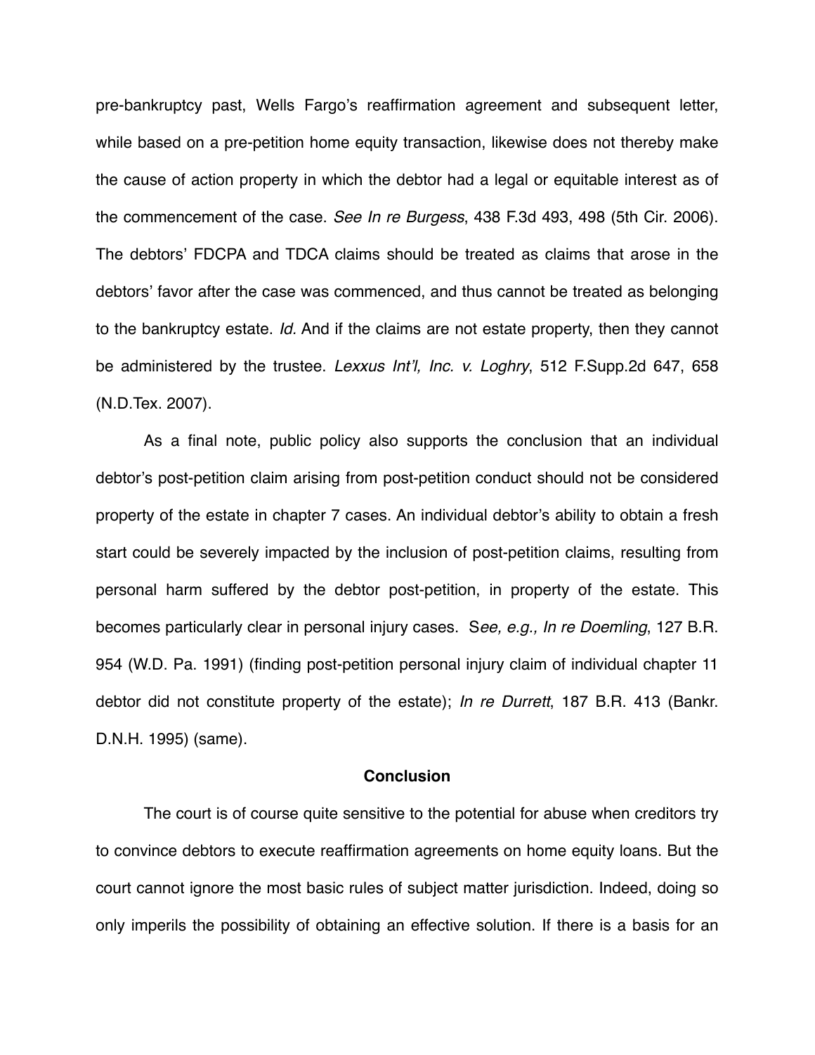pre-bankruptcy past, Wells Fargo's reaffirmation agreement and subsequent letter, while based on a pre-petition home equity transaction, likewise does not thereby make the cause of action property in which the debtor had a legal or equitable interest as of the commencement of the case. *See In re Burgess*, 438 F.3d 493, 498 (5th Cir. 2006). The debtors' FDCPA and TDCA claims should be treated as claims that arose in the debtors' favor after the case was commenced, and thus cannot be treated as belonging to the bankruptcy estate. *Id.* And if the claims are not estate property, then they cannot be administered by the trustee. *Lexxus Int'l, Inc. v. Loghry*, 512 F.Supp.2d 647, 658 (N.D.Tex. 2007).

As a final note, public policy also supports the conclusion that an individual debtor's post-petition claim arising from post-petition conduct should not be considered property of the estate in chapter 7 cases. An individual debtor's ability to obtain a fresh start could be severely impacted by the inclusion of post-petition claims, resulting from personal harm suffered by the debtor post-petition, in property of the estate. This becomes particularly clear in personal injury cases. S*ee, e.g., In re Doemling*, 127 B.R. 954 (W.D. Pa. 1991) (finding post-petition personal injury claim of individual chapter 11 debtor did not constitute property of the estate); *In re Durrett*, 187 B.R. 413 (Bankr. D.N.H. 1995) (same).

## Conclusion

The court is of course quite sensitive to the potential for abuse when creditors try to convince debtors to execute reaffirmation agreements on home equity loans. But the court cannot ignore the most basic rules of subject matter jurisdiction. Indeed, doing so only imperils the possibility of obtaining an effective solution. If there is a basis for an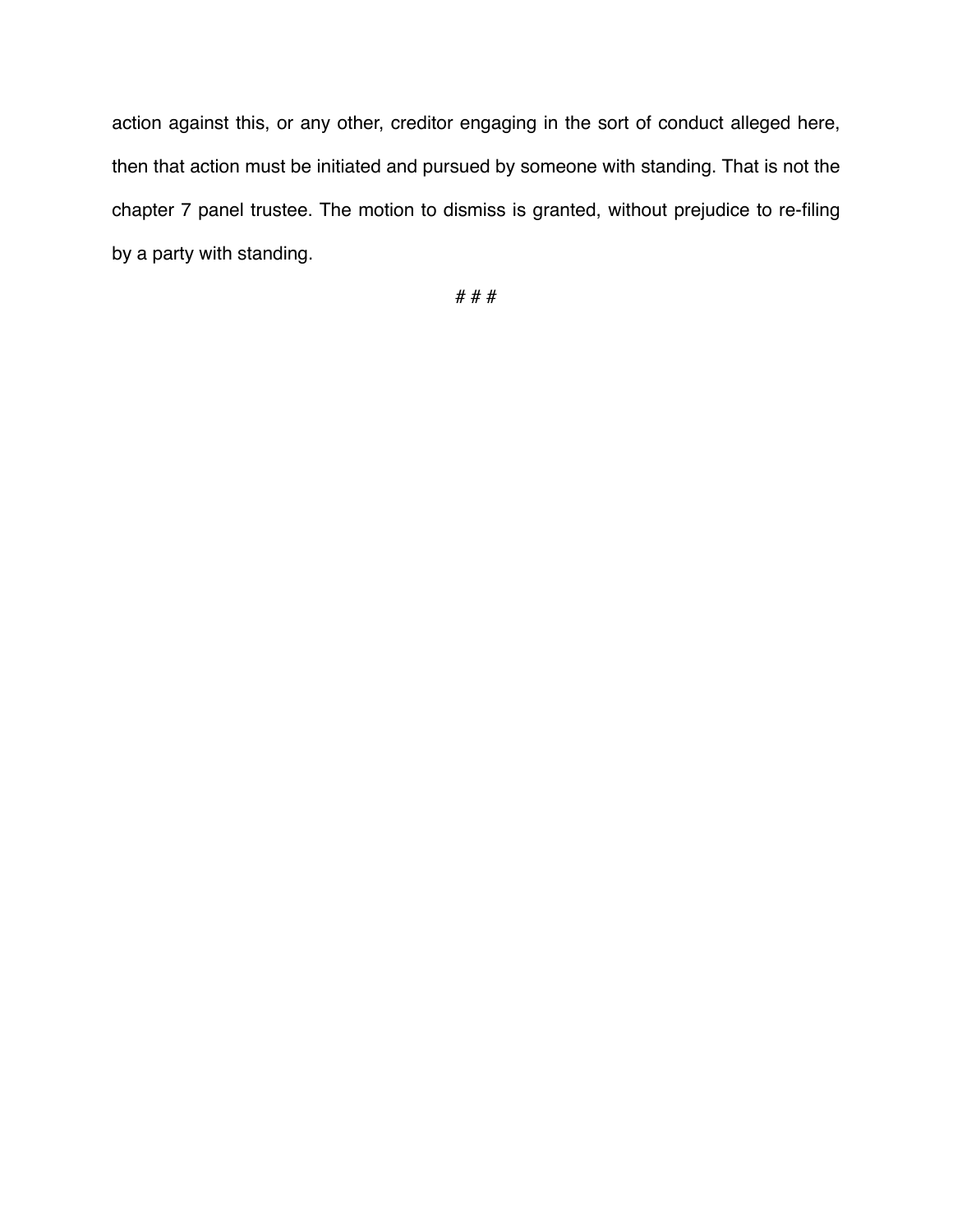action against this, or any other, creditor engaging in the sort of conduct alleged here, then that action must be initiated and pursued by someone with standing. That is not the chapter 7 panel trustee. The motion to dismiss is granted, without prejudice to re-filing by a party with standing.

# # #